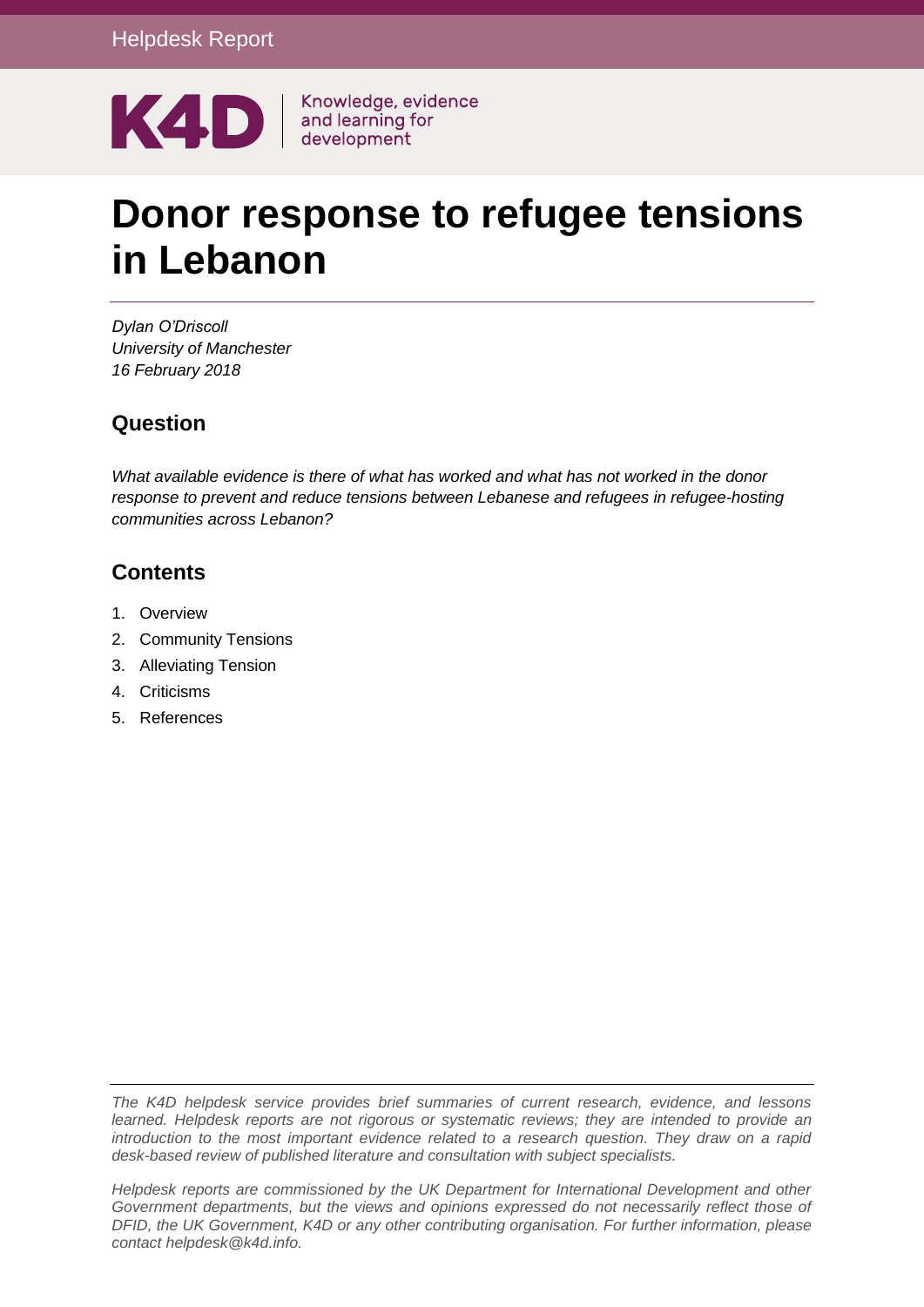Helpdesk Report

K4D | Knowledge, evidence and learning for development

# Donor response to refugee tensions in Lebanon

*Dylan O'Driscoll*
*University of Manchester*
*16 February 2018*

## Question

*What available evidence is there of what has worked and what has not worked in the donor response to prevent and reduce tensions between Lebanese and refugees in refugee-hosting communities across Lebanon?*

## Contents

1. Overview
2. Community Tensions
3. Alleviating Tension
4. Criticisms
5. References

*The K4D helpdesk service provides brief summaries of current research, evidence, and lessons learned. Helpdesk reports are not rigorous or systematic reviews; they are intended to provide an introduction to the most important evidence related to a research question. They draw on a rapid desk-based review of published literature and consultation with subject specialists.*

*Helpdesk reports are commissioned by the UK Department for International Development and other Government departments, but the views and opinions expressed do not necessarily reflect those of DFID, the UK Government, K4D or any other contributing organisation. For further information, please contact helpdesk@k4d.info.*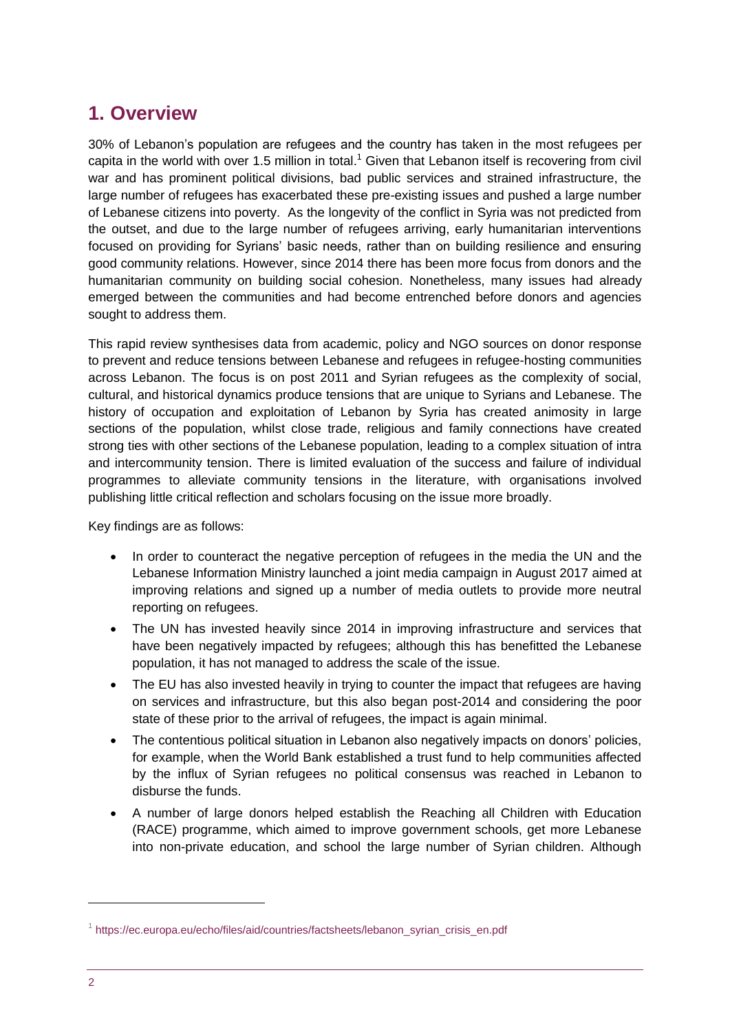# 1. Overview

30% of Lebanon's population are refugees and the country has taken in the most refugees per capita in the world with over 1.5 million in total.[1] Given that Lebanon itself is recovering from civil war and has prominent political divisions, bad public services and strained infrastructure, the large number of refugees has exacerbated these pre-existing issues and pushed a large number of Lebanese citizens into poverty. As the longevity of the conflict in Syria was not predicted from the outset, and due to the large number of refugees arriving, early humanitarian interventions focused on providing for Syrians' basic needs, rather than on building resilience and ensuring good community relations. However, since 2014 there has been more focus from donors and the humanitarian community on building social cohesion. Nonetheless, many issues had already emerged between the communities and had become entrenched before donors and agencies sought to address them.

This rapid review synthesises data from academic, policy and NGO sources on donor response to prevent and reduce tensions between Lebanese and refugees in refugee-hosting communities across Lebanon. The focus is on post 2011 and Syrian refugees as the complexity of social, cultural, and historical dynamics produce tensions that are unique to Syrians and Lebanese. The history of occupation and exploitation of Lebanon by Syria has created animosity in large sections of the population, whilst close trade, religious and family connections have created strong ties with other sections of the Lebanese population, leading to a complex situation of intra and intercommunity tension. There is limited evaluation of the success and failure of individual programmes to alleviate community tensions in the literature, with organisations involved publishing little critical reflection and scholars focusing on the issue more broadly.

Key findings are as follows:

- In order to counteract the negative perception of refugees in the media the UN and the Lebanese Information Ministry launched a joint media campaign in August 2017 aimed at improving relations and signed up a number of media outlets to provide more neutral reporting on refugees.
- The UN has invested heavily since 2014 in improving infrastructure and services that have been negatively impacted by refugees; although this has benefitted the Lebanese population, it has not managed to address the scale of the issue.
- The EU has also invested heavily in trying to counter the impact that refugees are having on services and infrastructure, but this also began post-2014 and considering the poor state of these prior to the arrival of refugees, the impact is again minimal.
- The contentious political situation in Lebanon also negatively impacts on donors' policies, for example, when the World Bank established a trust fund to help communities affected by the influx of Syrian refugees no political consensus was reached in Lebanon to disburse the funds.
- A number of large donors helped establish the Reaching all Children with Education (RACE) programme, which aimed to improve government schools, get more Lebanese into non-private education, and school the large number of Syrian children. Although

[1] https://ec.europa.eu/echo/files/aid/countries/factsheets/lebanon_syrian_crisis_en.pdf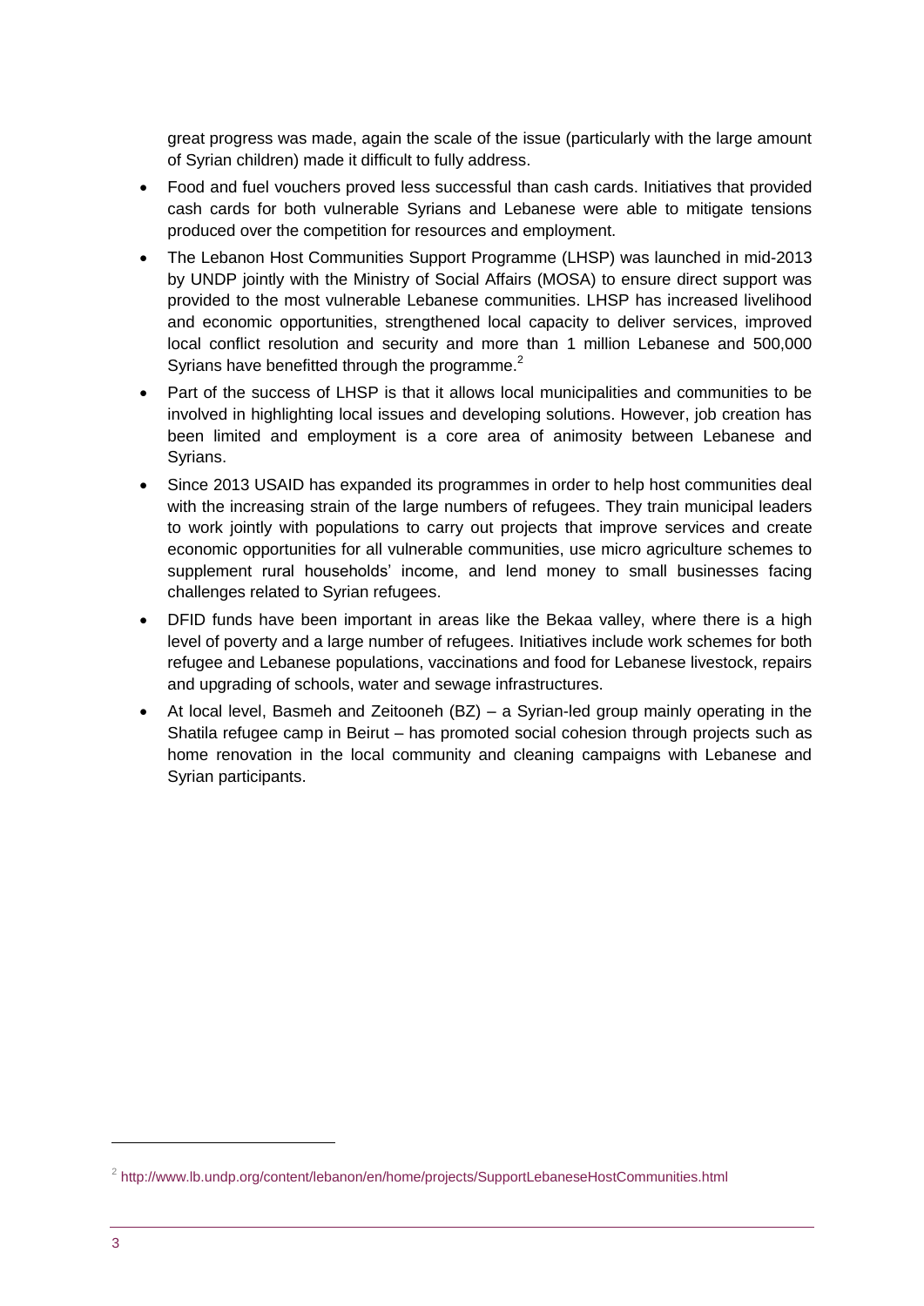great progress was made, again the scale of the issue (particularly with the large amount of Syrian children) made it difficult to fully address.

- Food and fuel vouchers proved less successful than cash cards. Initiatives that provided cash cards for both vulnerable Syrians and Lebanese were able to mitigate tensions produced over the competition for resources and employment.
- The Lebanon Host Communities Support Programme (LHSP) was launched in mid-2013 by UNDP jointly with the Ministry of Social Affairs (MOSA) to ensure direct support was provided to the most vulnerable Lebanese communities. LHSP has increased livelihood and economic opportunities, strengthened local capacity to deliver services, improved local conflict resolution and security and more than 1 million Lebanese and 500,000 Syrians have benefitted through the programme.[2]
- Part of the success of LHSP is that it allows local municipalities and communities to be involved in highlighting local issues and developing solutions. However, job creation has been limited and employment is a core area of animosity between Lebanese and Syrians.
- Since 2013 USAID has expanded its programmes in order to help host communities deal with the increasing strain of the large numbers of refugees. They train municipal leaders to work jointly with populations to carry out projects that improve services and create economic opportunities for all vulnerable communities, use micro agriculture schemes to supplement rural households' income, and lend money to small businesses facing challenges related to Syrian refugees.
- DFID funds have been important in areas like the Bekaa valley, where there is a high level of poverty and a large number of refugees. Initiatives include work schemes for both refugee and Lebanese populations, vaccinations and food for Lebanese livestock, repairs and upgrading of schools, water and sewage infrastructures.
- At local level, Basmeh and Zeitooneh (BZ) – a Syrian-led group mainly operating in the Shatila refugee camp in Beirut – has promoted social cohesion through projects such as home renovation in the local community and cleaning campaigns with Lebanese and Syrian participants.

[2] http://www.lb.undp.org/content/lebanon/en/home/projects/SupportLebaneseHostCommunities.html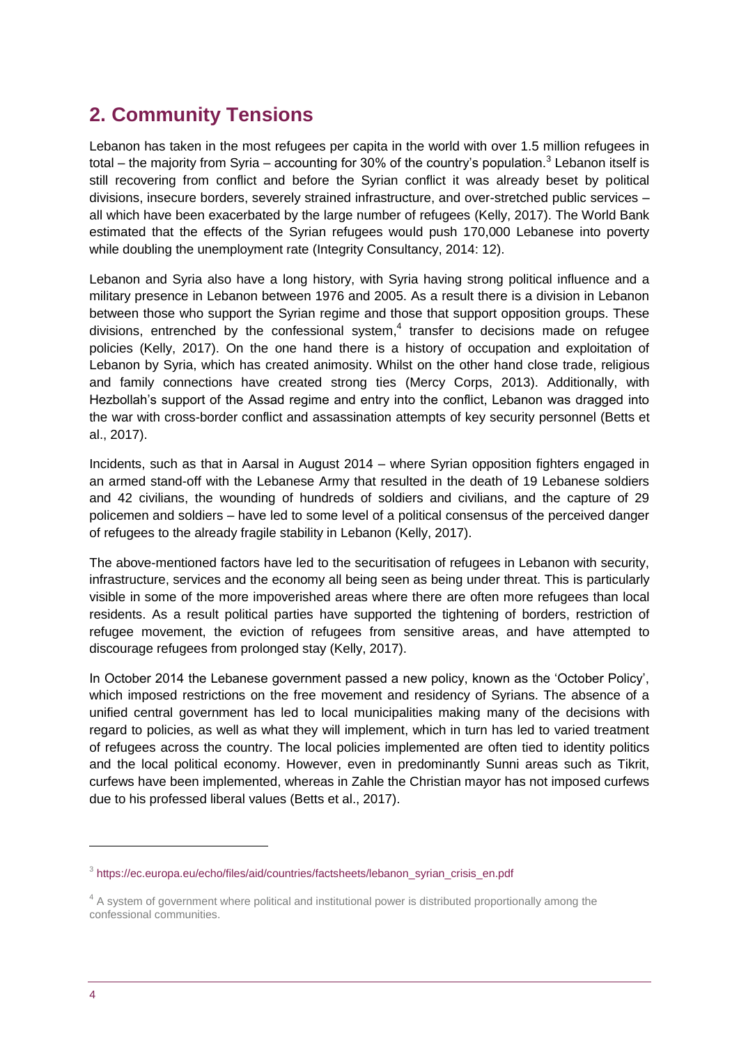## 2. Community Tensions

Lebanon has taken in the most refugees per capita in the world with over 1.5 million refugees in total – the majority from Syria – accounting for 30% of the country's population.[3] Lebanon itself is still recovering from conflict and before the Syrian conflict it was already beset by political divisions, insecure borders, severely strained infrastructure, and over-stretched public services – all which have been exacerbated by the large number of refugees (Kelly, 2017). The World Bank estimated that the effects of the Syrian refugees would push 170,000 Lebanese into poverty while doubling the unemployment rate (Integrity Consultancy, 2014: 12).

Lebanon and Syria also have a long history, with Syria having strong political influence and a military presence in Lebanon between 1976 and 2005. As a result there is a division in Lebanon between those who support the Syrian regime and those that support opposition groups. These divisions, entrenched by the confessional system,[4] transfer to decisions made on refugee policies (Kelly, 2017). On the one hand there is a history of occupation and exploitation of Lebanon by Syria, which has created animosity. Whilst on the other hand close trade, religious and family connections have created strong ties (Mercy Corps, 2013). Additionally, with Hezbollah's support of the Assad regime and entry into the conflict, Lebanon was dragged into the war with cross-border conflict and assassination attempts of key security personnel (Betts et al., 2017).

Incidents, such as that in Aarsal in August 2014 – where Syrian opposition fighters engaged in an armed stand-off with the Lebanese Army that resulted in the death of 19 Lebanese soldiers and 42 civilians, the wounding of hundreds of soldiers and civilians, and the capture of 29 policemen and soldiers – have led to some level of a political consensus of the perceived danger of refugees to the already fragile stability in Lebanon (Kelly, 2017).

The above-mentioned factors have led to the securitisation of refugees in Lebanon with security, infrastructure, services and the economy all being seen as being under threat. This is particularly visible in some of the more impoverished areas where there are often more refugees than local residents. As a result political parties have supported the tightening of borders, restriction of refugee movement, the eviction of refugees from sensitive areas, and have attempted to discourage refugees from prolonged stay (Kelly, 2017).

In October 2014 the Lebanese government passed a new policy, known as the 'October Policy', which imposed restrictions on the free movement and residency of Syrians. The absence of a unified central government has led to local municipalities making many of the decisions with regard to policies, as well as what they will implement, which in turn has led to varied treatment of refugees across the country. The local policies implemented are often tied to identity politics and the local political economy. However, even in predominantly Sunni areas such as Tikrit, curfews have been implemented, whereas in Zahle the Christian mayor has not imposed curfews due to his professed liberal values (Betts et al., 2017).

---

[3] https://ec.europa.eu/echo/files/aid/countries/factsheets/lebanon_syrian_crisis_en.pdf

[4] A system of government where political and institutional power is distributed proportionally among the confessional communities.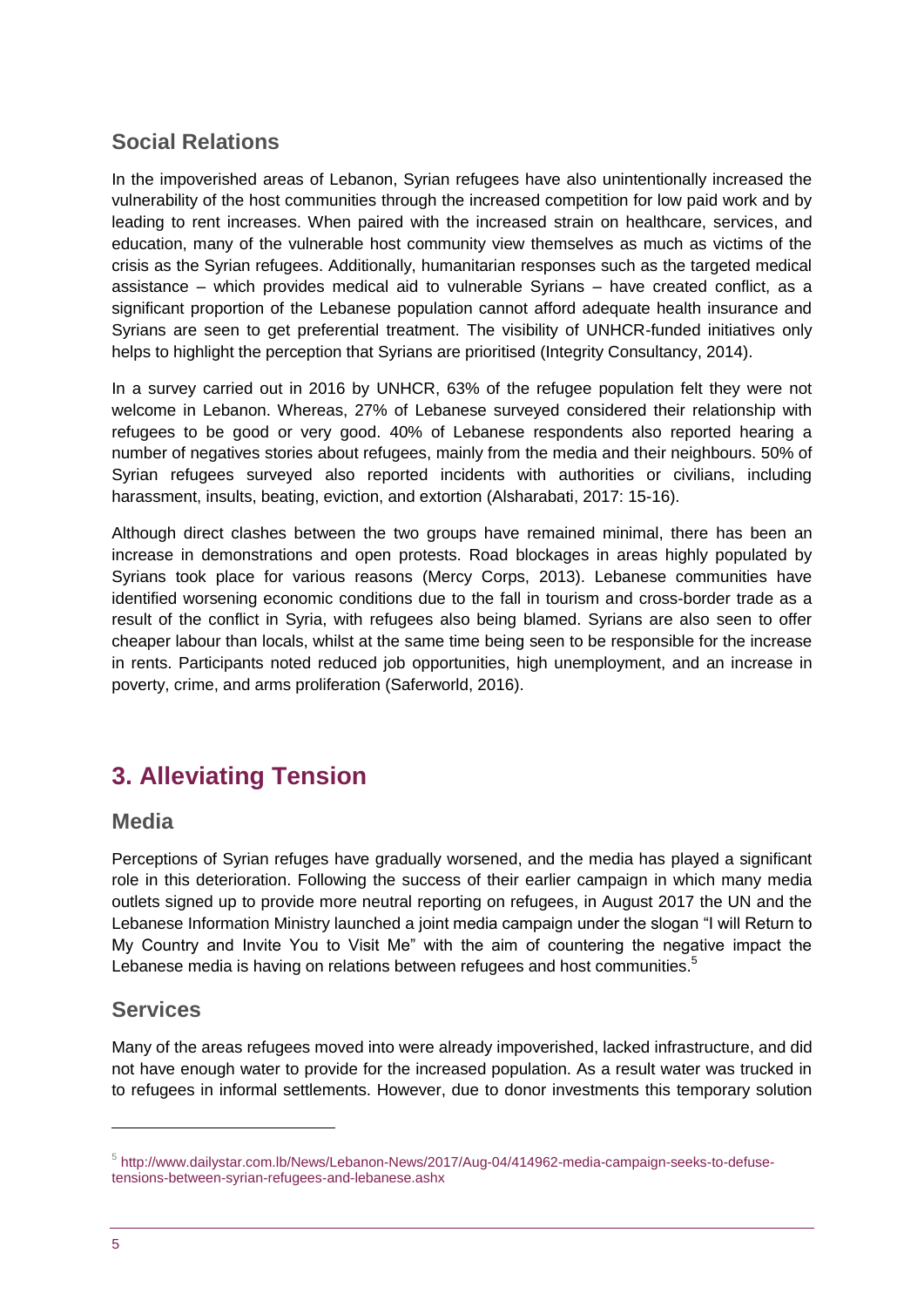## Social Relations

In the impoverished areas of Lebanon, Syrian refugees have also unintentionally increased the vulnerability of the host communities through the increased competition for low paid work and by leading to rent increases. When paired with the increased strain on healthcare, services, and education, many of the vulnerable host community view themselves as much as victims of the crisis as the Syrian refugees. Additionally, humanitarian responses such as the targeted medical assistance – which provides medical aid to vulnerable Syrians – have created conflict, as a significant proportion of the Lebanese population cannot afford adequate health insurance and Syrians are seen to get preferential treatment. The visibility of UNHCR-funded initiatives only helps to highlight the perception that Syrians are prioritised (Integrity Consultancy, 2014).

In a survey carried out in 2016 by UNHCR, 63% of the refugee population felt they were not welcome in Lebanon. Whereas, 27% of Lebanese surveyed considered their relationship with refugees to be good or very good. 40% of Lebanese respondents also reported hearing a number of negatives stories about refugees, mainly from the media and their neighbours. 50% of Syrian refugees surveyed also reported incidents with authorities or civilians, including harassment, insults, beating, eviction, and extortion (Alsharabati, 2017: 15-16).

Although direct clashes between the two groups have remained minimal, there has been an increase in demonstrations and open protests. Road blockages in areas highly populated by Syrians took place for various reasons (Mercy Corps, 2013). Lebanese communities have identified worsening economic conditions due to the fall in tourism and cross-border trade as a result of the conflict in Syria, with refugees also being blamed. Syrians are also seen to offer cheaper labour than locals, whilst at the same time being seen to be responsible for the increase in rents. Participants noted reduced job opportunities, high unemployment, and an increase in poverty, crime, and arms proliferation (Saferworld, 2016).

# 3. Alleviating Tension

## Media

Perceptions of Syrian refuges have gradually worsened, and the media has played a significant role in this deterioration. Following the success of their earlier campaign in which many media outlets signed up to provide more neutral reporting on refugees, in August 2017 the UN and the Lebanese Information Ministry launched a joint media campaign under the slogan "I will Return to My Country and Invite You to Visit Me" with the aim of countering the negative impact the Lebanese media is having on relations between refugees and host communities.[5]

## Services

Many of the areas refugees moved into were already impoverished, lacked infrastructure, and did not have enough water to provide for the increased population. As a result water was trucked in to refugees in informal settlements. However, due to donor investments this temporary solution

[5] http://www.dailystar.com.lb/News/Lebanon-News/2017/Aug-04/414962-media-campaign-seeks-to-defuse-tensions-between-syrian-refugees-and-lebanese.ashx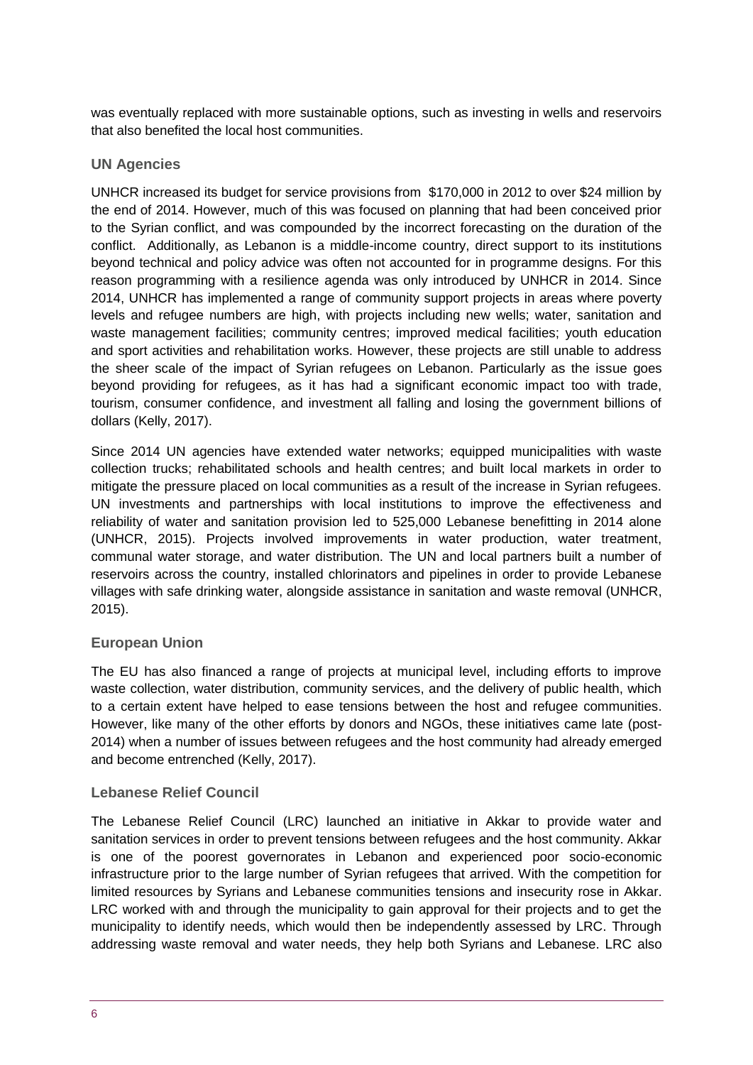was eventually replaced with more sustainable options, such as investing in wells and reservoirs that also benefited the local host communities.

### UN Agencies

UNHCR increased its budget for service provisions from $170,000 in 2012 to over $24 million by the end of 2014. However, much of this was focused on planning that had been conceived prior to the Syrian conflict, and was compounded by the incorrect forecasting on the duration of the conflict. Additionally, as Lebanon is a middle-income country, direct support to its institutions beyond technical and policy advice was often not accounted for in programme designs. For this reason programming with a resilience agenda was only introduced by UNHCR in 2014. Since 2014, UNHCR has implemented a range of community support projects in areas where poverty levels and refugee numbers are high, with projects including new wells; water, sanitation and waste management facilities; community centres; improved medical facilities; youth education and sport activities and rehabilitation works. However, these projects are still unable to address the sheer scale of the impact of Syrian refugees on Lebanon. Particularly as the issue goes beyond providing for refugees, as it has had a significant economic impact too with trade, tourism, consumer confidence, and investment all falling and losing the government billions of dollars (Kelly, 2017).

Since 2014 UN agencies have extended water networks; equipped municipalities with waste collection trucks; rehabilitated schools and health centres; and built local markets in order to mitigate the pressure placed on local communities as a result of the increase in Syrian refugees. UN investments and partnerships with local institutions to improve the effectiveness and reliability of water and sanitation provision led to 525,000 Lebanese benefitting in 2014 alone (UNHCR, 2015). Projects involved improvements in water production, water treatment, communal water storage, and water distribution. The UN and local partners built a number of reservoirs across the country, installed chlorinators and pipelines in order to provide Lebanese villages with safe drinking water, alongside assistance in sanitation and waste removal (UNHCR, 2015).

### European Union

The EU has also financed a range of projects at municipal level, including efforts to improve waste collection, water distribution, community services, and the delivery of public health, which to a certain extent have helped to ease tensions between the host and refugee communities. However, like many of the other efforts by donors and NGOs, these initiatives came late (post-2014) when a number of issues between refugees and the host community had already emerged and become entrenched (Kelly, 2017).

### Lebanese Relief Council

The Lebanese Relief Council (LRC) launched an initiative in Akkar to provide water and sanitation services in order to prevent tensions between refugees and the host community. Akkar is one of the poorest governorates in Lebanon and experienced poor socio-economic infrastructure prior to the large number of Syrian refugees that arrived. With the competition for limited resources by Syrians and Lebanese communities tensions and insecurity rose in Akkar. LRC worked with and through the municipality to gain approval for their projects and to get the municipality to identify needs, which would then be independently assessed by LRC. Through addressing waste removal and water needs, they help both Syrians and Lebanese. LRC also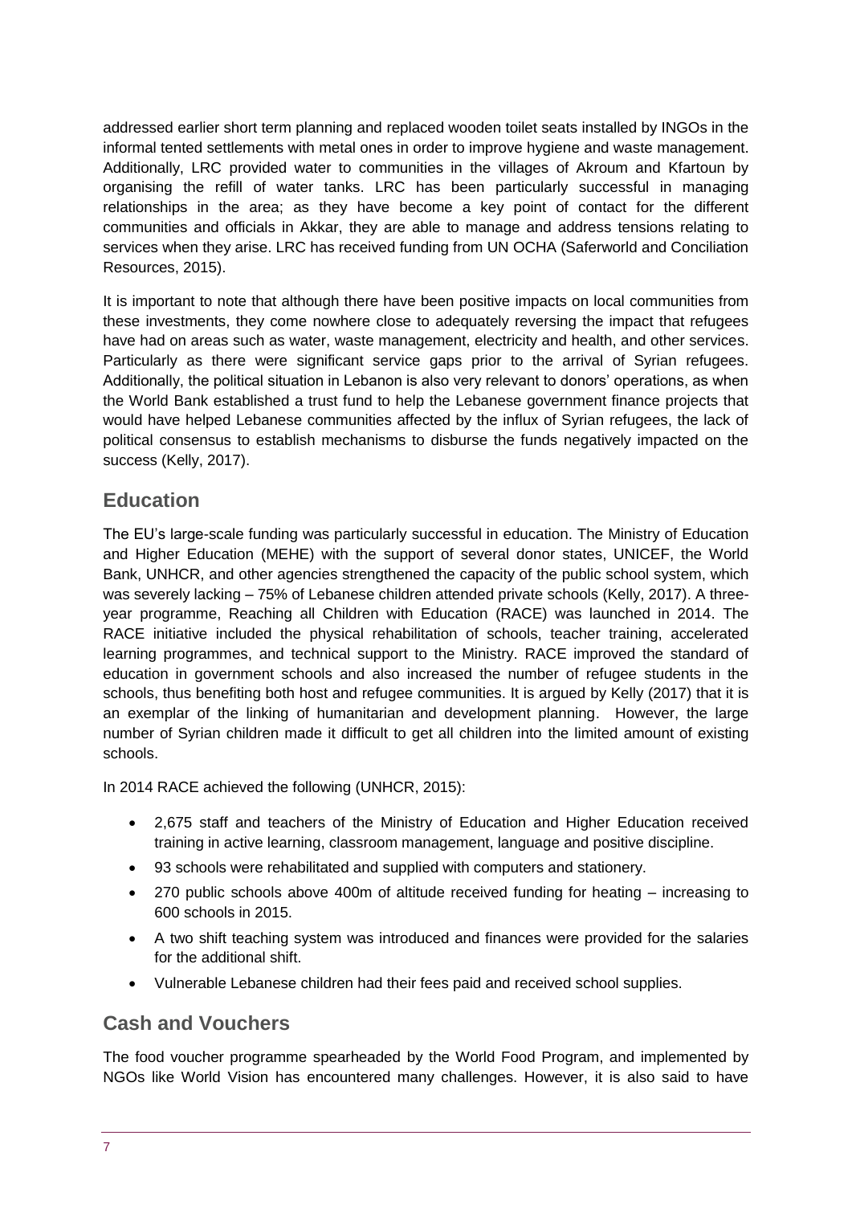addressed earlier short term planning and replaced wooden toilet seats installed by INGOs in the informal tented settlements with metal ones in order to improve hygiene and waste management. Additionally, LRC provided water to communities in the villages of Akroum and Kfartoun by organising the refill of water tanks. LRC has been particularly successful in managing relationships in the area; as they have become a key point of contact for the different communities and officials in Akkar, they are able to manage and address tensions relating to services when they arise. LRC has received funding from UN OCHA (Saferworld and Conciliation Resources, 2015).

It is important to note that although there have been positive impacts on local communities from these investments, they come nowhere close to adequately reversing the impact that refugees have had on areas such as water, waste management, electricity and health, and other services. Particularly as there were significant service gaps prior to the arrival of Syrian refugees. Additionally, the political situation in Lebanon is also very relevant to donors' operations, as when the World Bank established a trust fund to help the Lebanese government finance projects that would have helped Lebanese communities affected by the influx of Syrian refugees, the lack of political consensus to establish mechanisms to disburse the funds negatively impacted on the success (Kelly, 2017).

## Education

The EU's large-scale funding was particularly successful in education. The Ministry of Education and Higher Education (MEHE) with the support of several donor states, UNICEF, the World Bank, UNHCR, and other agencies strengthened the capacity of the public school system, which was severely lacking – 75% of Lebanese children attended private schools (Kelly, 2017). A three-year programme, Reaching all Children with Education (RACE) was launched in 2014. The RACE initiative included the physical rehabilitation of schools, teacher training, accelerated learning programmes, and technical support to the Ministry. RACE improved the standard of education in government schools and also increased the number of refugee students in the schools, thus benefiting both host and refugee communities. It is argued by Kelly (2017) that it is an exemplar of the linking of humanitarian and development planning. However, the large number of Syrian children made it difficult to get all children into the limited amount of existing schools.

In 2014 RACE achieved the following (UNHCR, 2015):

- 2,675 staff and teachers of the Ministry of Education and Higher Education received training in active learning, classroom management, language and positive discipline.
- 93 schools were rehabilitated and supplied with computers and stationery.
- 270 public schools above 400m of altitude received funding for heating – increasing to 600 schools in 2015.
- A two shift teaching system was introduced and finances were provided for the salaries for the additional shift.
- Vulnerable Lebanese children had their fees paid and received school supplies.

## Cash and Vouchers

The food voucher programme spearheaded by the World Food Program, and implemented by NGOs like World Vision has encountered many challenges. However, it is also said to have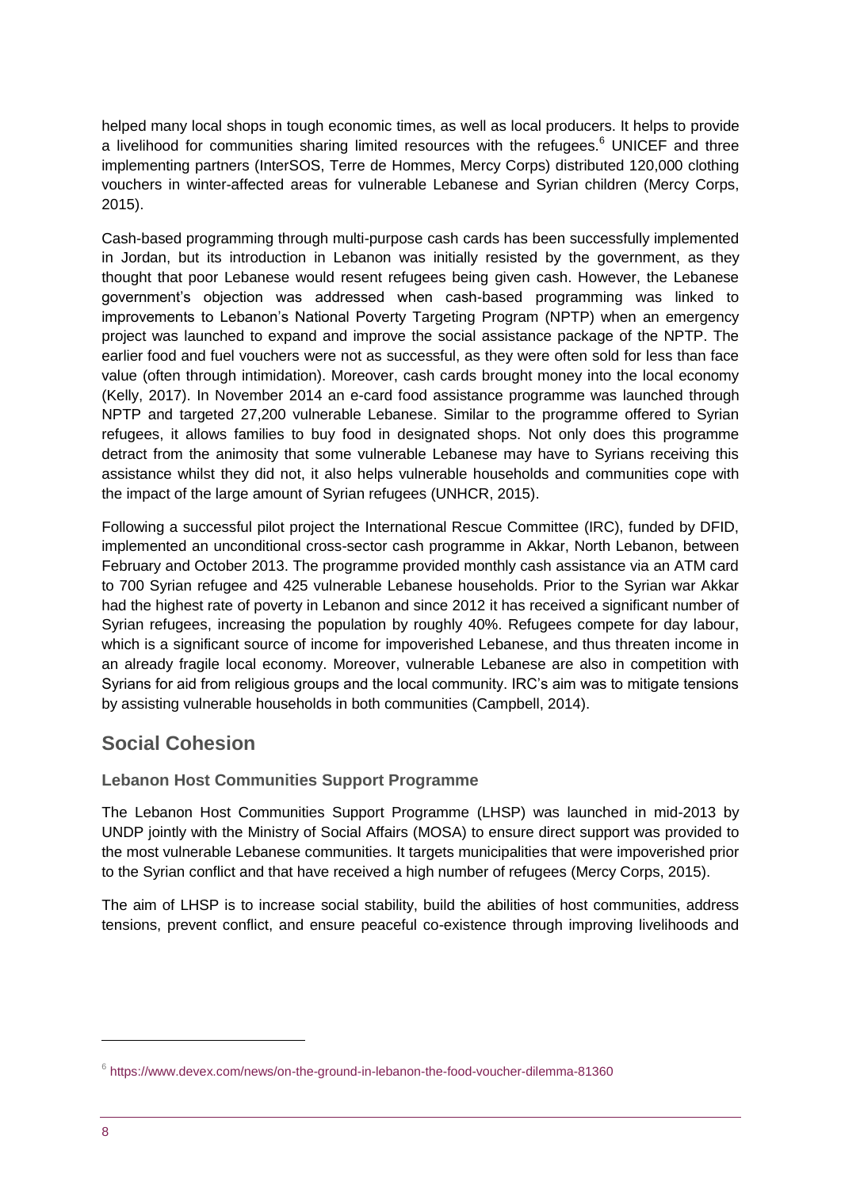helped many local shops in tough economic times, as well as local producers. It helps to provide a livelihood for communities sharing limited resources with the refugees.[6] UNICEF and three implementing partners (InterSOS, Terre de Hommes, Mercy Corps) distributed 120,000 clothing vouchers in winter-affected areas for vulnerable Lebanese and Syrian children (Mercy Corps, 2015).

Cash-based programming through multi-purpose cash cards has been successfully implemented in Jordan, but its introduction in Lebanon was initially resisted by the government, as they thought that poor Lebanese would resent refugees being given cash. However, the Lebanese government's objection was addressed when cash-based programming was linked to improvements to Lebanon's National Poverty Targeting Program (NPTP) when an emergency project was launched to expand and improve the social assistance package of the NPTP. The earlier food and fuel vouchers were not as successful, as they were often sold for less than face value (often through intimidation). Moreover, cash cards brought money into the local economy (Kelly, 2017). In November 2014 an e-card food assistance programme was launched through NPTP and targeted 27,200 vulnerable Lebanese. Similar to the programme offered to Syrian refugees, it allows families to buy food in designated shops. Not only does this programme detract from the animosity that some vulnerable Lebanese may have to Syrians receiving this assistance whilst they did not, it also helps vulnerable households and communities cope with the impact of the large amount of Syrian refugees (UNHCR, 2015).

Following a successful pilot project the International Rescue Committee (IRC), funded by DFID, implemented an unconditional cross-sector cash programme in Akkar, North Lebanon, between February and October 2013. The programme provided monthly cash assistance via an ATM card to 700 Syrian refugee and 425 vulnerable Lebanese households. Prior to the Syrian war Akkar had the highest rate of poverty in Lebanon and since 2012 it has received a significant number of Syrian refugees, increasing the population by roughly 40%. Refugees compete for day labour, which is a significant source of income for impoverished Lebanese, and thus threaten income in an already fragile local economy. Moreover, vulnerable Lebanese are also in competition with Syrians for aid from religious groups and the local community. IRC's aim was to mitigate tensions by assisting vulnerable households in both communities (Campbell, 2014).

## Social Cohesion

### Lebanon Host Communities Support Programme

The Lebanon Host Communities Support Programme (LHSP) was launched in mid-2013 by UNDP jointly with the Ministry of Social Affairs (MOSA) to ensure direct support was provided to the most vulnerable Lebanese communities. It targets municipalities that were impoverished prior to the Syrian conflict and that have received a high number of refugees (Mercy Corps, 2015).

The aim of LHSP is to increase social stability, build the abilities of host communities, address tensions, prevent conflict, and ensure peaceful co-existence through improving livelihoods and

---

[6] https://www.devex.com/news/on-the-ground-in-lebanon-the-food-voucher-dilemma-81360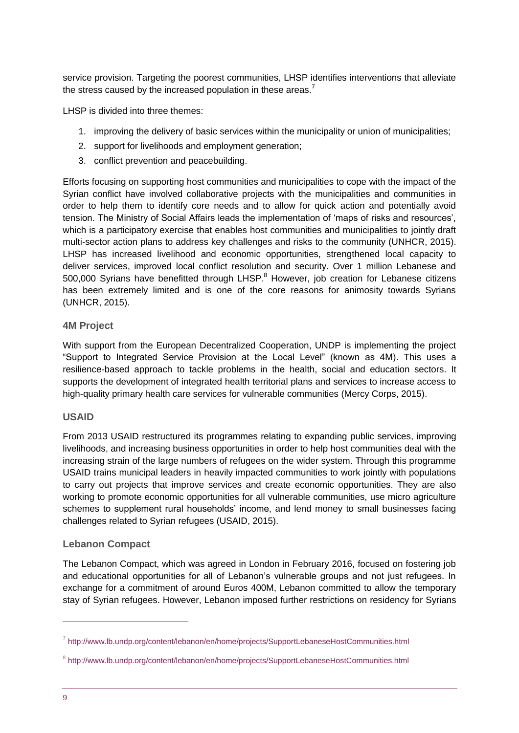service provision. Targeting the poorest communities, LHSP identifies interventions that alleviate the stress caused by the increased population in these areas.[7]

LHSP is divided into three themes:

1. improving the delivery of basic services within the municipality or union of municipalities;
2. support for livelihoods and employment generation;
3. conflict prevention and peacebuilding.

Efforts focusing on supporting host communities and municipalities to cope with the impact of the Syrian conflict have involved collaborative projects with the municipalities and communities in order to help them to identify core needs and to allow for quick action and potentially avoid tension. The Ministry of Social Affairs leads the implementation of 'maps of risks and resources', which is a participatory exercise that enables host communities and municipalities to jointly draft multi-sector action plans to address key challenges and risks to the community (UNHCR, 2015). LHSP has increased livelihood and economic opportunities, strengthened local capacity to deliver services, improved local conflict resolution and security. Over 1 million Lebanese and 500,000 Syrians have benefitted through LHSP.[8] However, job creation for Lebanese citizens has been extremely limited and is one of the core reasons for animosity towards Syrians (UNHCR, 2015).

### 4M Project

With support from the European Decentralized Cooperation, UNDP is implementing the project "Support to Integrated Service Provision at the Local Level" (known as 4M). This uses a resilience-based approach to tackle problems in the health, social and education sectors. It supports the development of integrated health territorial plans and services to increase access to high-quality primary health care services for vulnerable communities (Mercy Corps, 2015).

### USAID

From 2013 USAID restructured its programmes relating to expanding public services, improving livelihoods, and increasing business opportunities in order to help host communities deal with the increasing strain of the large numbers of refugees on the wider system. Through this programme USAID trains municipal leaders in heavily impacted communities to work jointly with populations to carry out projects that improve services and create economic opportunities. They are also working to promote economic opportunities for all vulnerable communities, use micro agriculture schemes to supplement rural households' income, and lend money to small businesses facing challenges related to Syrian refugees (USAID, 2015).

### Lebanon Compact

The Lebanon Compact, which was agreed in London in February 2016, focused on fostering job and educational opportunities for all of Lebanon's vulnerable groups and not just refugees. In exchange for a commitment of around Euros 400M, Lebanon committed to allow the temporary stay of Syrian refugees. However, Lebanon imposed further restrictions on residency for Syrians

---

[7] http://www.lb.undp.org/content/lebanon/en/home/projects/SupportLebaneseHostCommunities.html

[8] http://www.lb.undp.org/content/lebanon/en/home/projects/SupportLebaneseHostCommunities.html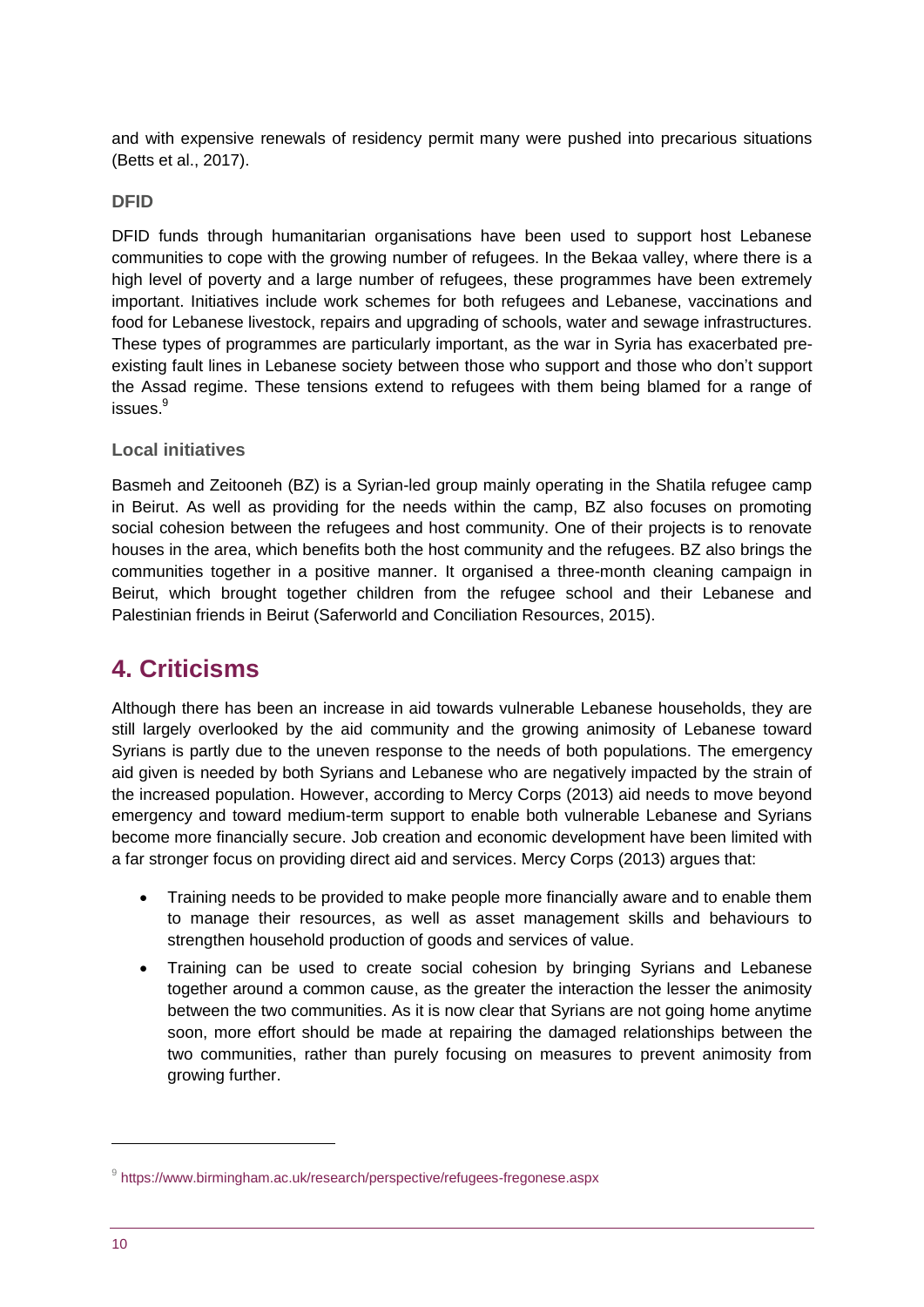and with expensive renewals of residency permit many were pushed into precarious situations (Betts et al., 2017).

### DFID

DFID funds through humanitarian organisations have been used to support host Lebanese communities to cope with the growing number of refugees. In the Bekaa valley, where there is a high level of poverty and a large number of refugees, these programmes have been extremely important. Initiatives include work schemes for both refugees and Lebanese, vaccinations and food for Lebanese livestock, repairs and upgrading of schools, water and sewage infrastructures. These types of programmes are particularly important, as the war in Syria has exacerbated pre-existing fault lines in Lebanese society between those who support and those who don't support the Assad regime. These tensions extend to refugees with them being blamed for a range of issues.[9]

### Local initiatives

Basmeh and Zeitooneh (BZ) is a Syrian-led group mainly operating in the Shatila refugee camp in Beirut. As well as providing for the needs within the camp, BZ also focuses on promoting social cohesion between the refugees and host community. One of their projects is to renovate houses in the area, which benefits both the host community and the refugees. BZ also brings the communities together in a positive manner. It organised a three-month cleaning campaign in Beirut, which brought together children from the refugee school and their Lebanese and Palestinian friends in Beirut (Saferworld and Conciliation Resources, 2015).

## 4. Criticisms

Although there has been an increase in aid towards vulnerable Lebanese households, they are still largely overlooked by the aid community and the growing animosity of Lebanese toward Syrians is partly due to the uneven response to the needs of both populations. The emergency aid given is needed by both Syrians and Lebanese who are negatively impacted by the strain of the increased population. However, according to Mercy Corps (2013) aid needs to move beyond emergency and toward medium-term support to enable both vulnerable Lebanese and Syrians become more financially secure. Job creation and economic development have been limited with a far stronger focus on providing direct aid and services. Mercy Corps (2013) argues that:

- Training needs to be provided to make people more financially aware and to enable them to manage their resources, as well as asset management skills and behaviours to strengthen household production of goods and services of value.
- Training can be used to create social cohesion by bringing Syrians and Lebanese together around a common cause, as the greater the interaction the lesser the animosity between the two communities. As it is now clear that Syrians are not going home anytime soon, more effort should be made at repairing the damaged relationships between the two communities, rather than purely focusing on measures to prevent animosity from growing further.

[9] https://www.birmingham.ac.uk/research/perspective/refugees-fregonese.aspx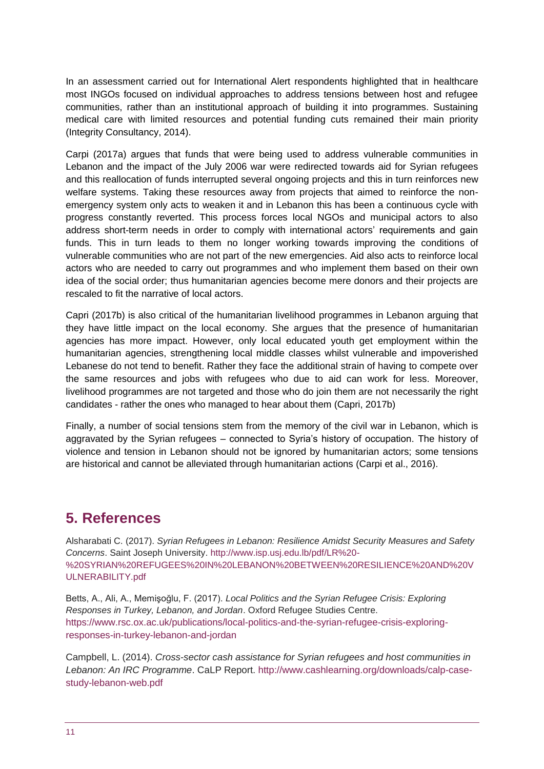In an assessment carried out for International Alert respondents highlighted that in healthcare most INGOs focused on individual approaches to address tensions between host and refugee communities, rather than an institutional approach of building it into programmes. Sustaining medical care with limited resources and potential funding cuts remained their main priority (Integrity Consultancy, 2014).

Carpi (2017a) argues that funds that were being used to address vulnerable communities in Lebanon and the impact of the July 2006 war were redirected towards aid for Syrian refugees and this reallocation of funds interrupted several ongoing projects and this in turn reinforces new welfare systems. Taking these resources away from projects that aimed to reinforce the non-emergency system only acts to weaken it and in Lebanon this has been a continuous cycle with progress constantly reverted. This process forces local NGOs and municipal actors to also address short-term needs in order to comply with international actors' requirements and gain funds. This in turn leads to them no longer working towards improving the conditions of vulnerable communities who are not part of the new emergencies. Aid also acts to reinforce local actors who are needed to carry out programmes and who implement them based on their own idea of the social order; thus humanitarian agencies become mere donors and their projects are rescaled to fit the narrative of local actors.

Capri (2017b) is also critical of the humanitarian livelihood programmes in Lebanon arguing that they have little impact on the local economy. She argues that the presence of humanitarian agencies has more impact. However, only local educated youth get employment within the humanitarian agencies, strengthening local middle classes whilst vulnerable and impoverished Lebanese do not tend to benefit. Rather they face the additional strain of having to compete over the same resources and jobs with refugees who due to aid can work for less. Moreover, livelihood programmes are not targeted and those who do join them are not necessarily the right candidates - rather the ones who managed to hear about them (Capri, 2017b)

Finally, a number of social tensions stem from the memory of the civil war in Lebanon, which is aggravated by the Syrian refugees – connected to Syria's history of occupation. The history of violence and tension in Lebanon should not be ignored by humanitarian actors; some tensions are historical and cannot be alleviated through humanitarian actions (Carpi et al., 2016).

## 5. References

Alsharabati C. (2017). *Syrian Refugees in Lebanon: Resilience Amidst Security Measures and Safety Concerns*. Saint Joseph University. http://www.isp.usj.edu.lb/pdf/LR%20-%20SYRIAN%20REFUGEES%20IN%20LEBANON%20BETWEEN%20RESILIENCE%20AND%20VULNERABILITY.pdf

Betts, A., Ali, A., Memişoğlu, F. (2017). *Local Politics and the Syrian Refugee Crisis: Exploring Responses in Turkey, Lebanon, and Jordan*. Oxford Refugee Studies Centre. https://www.rsc.ox.ac.uk/publications/local-politics-and-the-syrian-refugee-crisis-exploring-responses-in-turkey-lebanon-and-jordan

Campbell, L. (2014). *Cross-sector cash assistance for Syrian refugees and host communities in Lebanon: An IRC Programme*. CaLP Report. http://www.cashlearning.org/downloads/calp-case-study-lebanon-web.pdf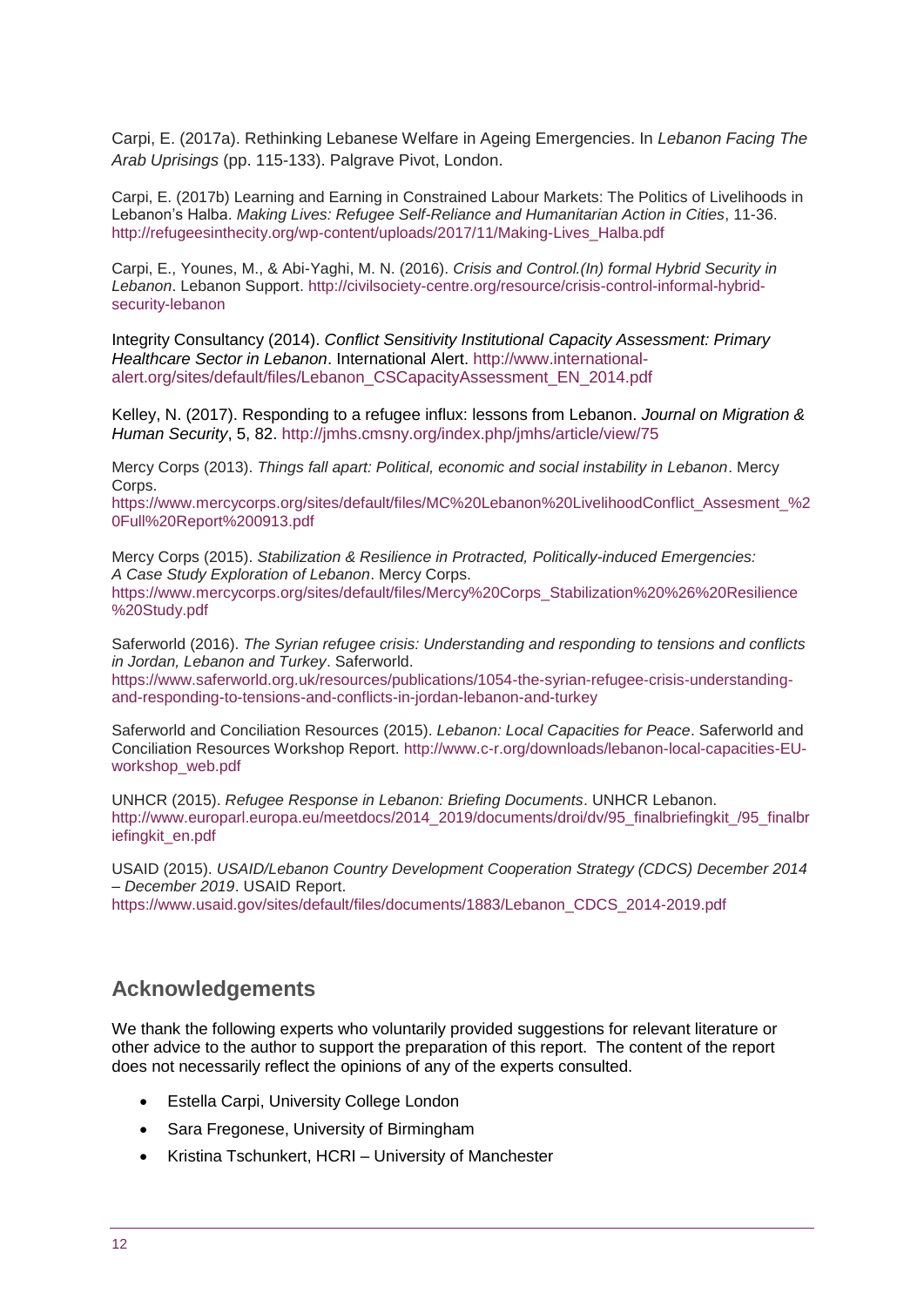Carpi, E. (2017a). Rethinking Lebanese Welfare in Ageing Emergencies. In *Lebanon Facing The Arab Uprisings* (pp. 115-133). Palgrave Pivot, London.

Carpi, E. (2017b) Learning and Earning in Constrained Labour Markets: The Politics of Livelihoods in Lebanon's Halba. *Making Lives: Refugee Self-Reliance and Humanitarian Action in Cities*, 11-36. http://refugeesinthecity.org/wp-content/uploads/2017/11/Making-Lives_Halba.pdf

Carpi, E., Younes, M., & Abi-Yaghi, M. N. (2016). *Crisis and Control.(In) formal Hybrid Security in Lebanon*. Lebanon Support. http://civilsociety-centre.org/resource/crisis-control-informal-hybrid-security-lebanon

Integrity Consultancy (2014). *Conflict Sensitivity Institutional Capacity Assessment: Primary Healthcare Sector in Lebanon*. International Alert. http://www.international-alert.org/sites/default/files/Lebanon_CSCapacityAssessment_EN_2014.pdf

Kelley, N. (2017). Responding to a refugee influx: lessons from Lebanon. *Journal on Migration & Human Security*, 5, 82. http://jmhs.cmsny.org/index.php/jmhs/article/view/75

Mercy Corps (2013). *Things fall apart: Political, economic and social instability in Lebanon*. Mercy Corps. https://www.mercycorps.org/sites/default/files/MC%20Lebanon%20LivelihoodConflict_Assesment_%20Full%20Report%200913.pdf

Mercy Corps (2015). *Stabilization & Resilience in Protracted, Politically-induced Emergencies: A Case Study Exploration of Lebanon*. Mercy Corps. https://www.mercycorps.org/sites/default/files/Mercy%20Corps_Stabilization%20%26%20Resilience%20Study.pdf

Saferworld (2016). *The Syrian refugee crisis: Understanding and responding to tensions and conflicts in Jordan, Lebanon and Turkey*. Saferworld. https://www.saferworld.org.uk/resources/publications/1054-the-syrian-refugee-crisis-understanding-and-responding-to-tensions-and-conflicts-in-jordan-lebanon-and-turkey

Saferworld and Conciliation Resources (2015). *Lebanon: Local Capacities for Peace*. Saferworld and Conciliation Resources Workshop Report. http://www.c-r.org/downloads/lebanon-local-capacities-EU-workshop_web.pdf

UNHCR (2015). *Refugee Response in Lebanon: Briefing Documents*. UNHCR Lebanon. http://www.europarl.europa.eu/meetdocs/2014_2019/documents/droi/dv/95_finalbriefingkit_/95_finalbriefingkit_en.pdf

USAID (2015). *USAID/Lebanon Country Development Cooperation Strategy (CDCS) December 2014 – December 2019*. USAID Report. https://www.usaid.gov/sites/default/files/documents/1883/Lebanon_CDCS_2014-2019.pdf

## Acknowledgements

We thank the following experts who voluntarily provided suggestions for relevant literature or other advice to the author to support the preparation of this report. The content of the report does not necessarily reflect the opinions of any of the experts consulted.

- Estella Carpi, University College London
- Sara Fregonese, University of Birmingham
- Kristina Tschunkert, HCRI – University of Manchester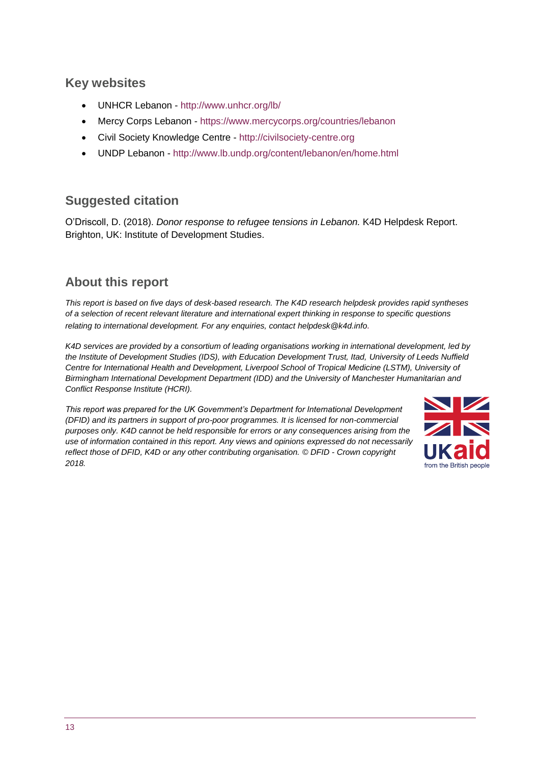## Key websites

- UNHCR Lebanon - http://www.unhcr.org/lb/
- Mercy Corps Lebanon - https://www.mercycorps.org/countries/lebanon
- Civil Society Knowledge Centre - http://civilsociety-centre.org
- UNDP Lebanon - http://www.lb.undp.org/content/lebanon/en/home.html

## Suggested citation

O'Driscoll, D. (2018). *Donor response to refugee tensions in Lebanon.* K4D Helpdesk Report. Brighton, UK: Institute of Development Studies.

## About this report

*This report is based on five days of desk-based research. The K4D research helpdesk provides rapid syntheses of a selection of recent relevant literature and international expert thinking in response to specific questions relating to international development. For any enquiries, contact helpdesk@k4d.info.*

*K4D services are provided by a consortium of leading organisations working in international development, led by the Institute of Development Studies (IDS), with Education Development Trust, Itad, University of Leeds Nuffield Centre for International Health and Development, Liverpool School of Tropical Medicine (LSTM), University of Birmingham International Development Department (IDD) and the University of Manchester Humanitarian and Conflict Response Institute (HCRI).*

*This report was prepared for the UK Government's Department for International Development (DFID) and its partners in support of pro-poor programmes. It is licensed for non-commercial purposes only. K4D cannot be held responsible for errors or any consequences arising from the use of information contained in this report. Any views and opinions expressed do not necessarily reflect those of DFID, K4D or any other contributing organisation. © DFID - Crown copyright 2018.*

UKaid
from the British people